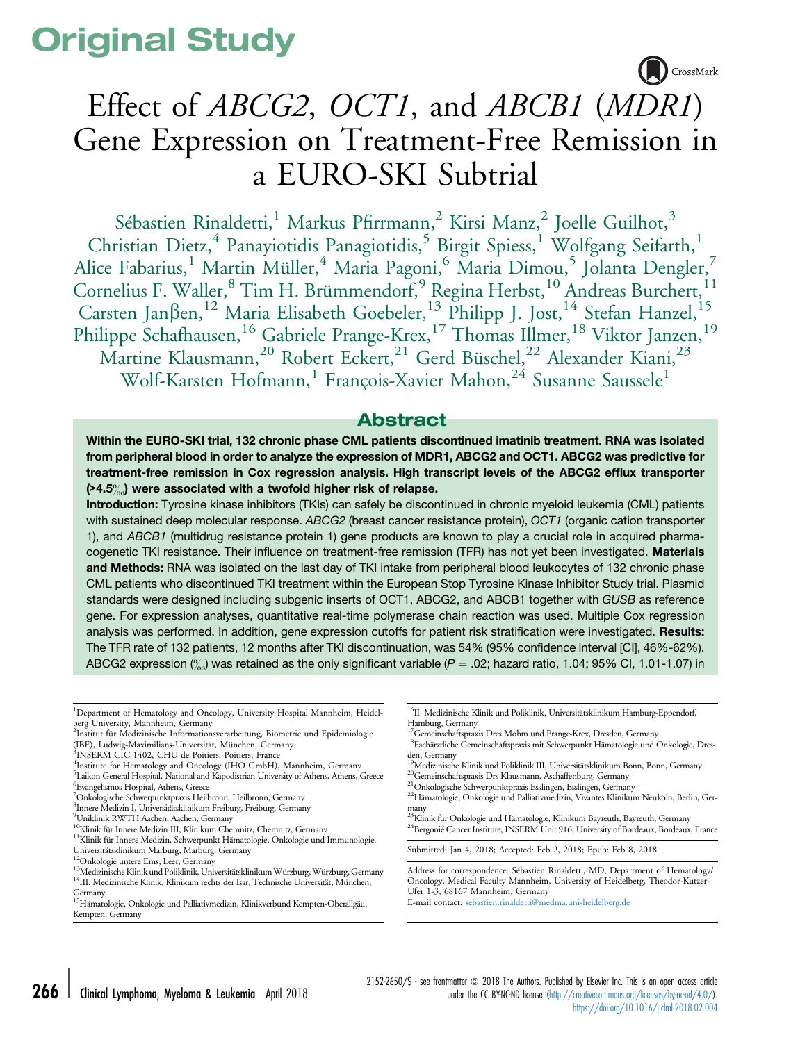# Original Study

# Effect of *ABCG2*, *OCT1*, and *ABCB1* (*MDR1*) Gene Expression on Treatment-Free Remission in a EURO-SKI Subtrial

Sébastien Rinaldetti,[1] Markus Pfirrmann,[2] Kirsi Manz,[2] Joelle Guilhot,[3] Christian Dietz,[4] Panayiotidis Panagiotidis,[5] Birgit Spiess,[1] Wolfgang Seifarth,[1] Alice Fabarius,[1] Martin Müller,[4] Maria Pagoni,[6] Maria Dimou,[5] Jolanta Dengler,[7] Cornelius F. Waller,[8] Tim H. Brümmendorf,[9] Regina Herbst,[10] Andreas Burchert,[11] Carsten Janβen,[12] Maria Elisabeth Goebeler,[13] Philipp J. Jost,[14] Stefan Hanzel,[15] Philippe Schafhausen,[16] Gabriele Prange-Krex,[17] Thomas Illmer,[18] Viktor Janzen,[19] Martine Klausmann,[20] Robert Eckert,[21] Gerd Büschel,[22] Alexander Kiani,[23] Wolf-Karsten Hofmann,[1] François-Xavier Mahon,[24] Susanne Saussele[1]

## Abstract

**Within the EURO-SKI trial, 132 chronic phase CML patients discontinued imatinib treatment. RNA was isolated from peripheral blood in order to analyze the expression of MDR1, ABCG2 and OCT1. ABCG2 was predictive for treatment-free remission in Cox regression analysis. High transcript levels of the ABCG2 efflux transporter (>4.5‰) were associated with a twofold higher risk of relapse.**

**Introduction:** Tyrosine kinase inhibitors (TKIs) can safely be discontinued in chronic myeloid leukemia (CML) patients with sustained deep molecular response. *ABCG2* (breast cancer resistance protein), *OCT1* (organic cation transporter 1), and *ABCB1* (multidrug resistance protein 1) gene products are known to play a crucial role in acquired pharmacogenetic TKI resistance. Their influence on treatment-free remission (TFR) has not yet been investigated. **Materials and Methods:** RNA was isolated on the last day of TKI intake from peripheral blood leukocytes of 132 chronic phase CML patients who discontinued TKI treatment within the European Stop Tyrosine Kinase Inhibitor Study trial. Plasmid standards were designed including subgenic inserts of OCT1, ABCG2, and ABCB1 together with *GUSB* as reference gene. For expression analyses, quantitative real-time polymerase chain reaction was used. Multiple Cox regression analysis was performed. In addition, gene expression cutoffs for patient risk stratification were investigated. **Results:** The TFR rate of 132 patients, 12 months after TKI discontinuation, was 54% (95% confidence interval [CI], 46%-62%). ABCG2 expression (‰) was retained as the only significant variable ($P = .02$; hazard ratio, 1.04; 95% CI, 1.01-1.07) in

[1]Department of Hematology and Oncology, University Hospital Mannheim, Heidelberg University, Mannheim, Germany
[2]Institut für Medizinische Informationsverarbeitung, Biometrie und Epidemiologie (IBE), Ludwig-Maximilians-Universität, München, Germany
[3]INSERM CIC 1402, CHU de Poitiers, Poitiers, France
[4]Institute for Hematology and Oncology (IHO GmbH), Mannheim, Germany
[5]Laikon General Hospital, National and Kapodistrian University of Athens, Athens, Greece
[6]Evangelismos Hospital, Athens, Greece
[7]Onkologische Schwerpunktpraxis Heilbronn, Heilbronn, Germany
[8]Innere Medizin I, Universitätsklinikum Freiburg, Freiburg, Germany
[9]Uniklinik RWTH Aachen, Aachen, Germany
[10]Klinik für Innere Medizin III, Klinikum Chemnitz, Chemnitz, Germany
[11]Klinik für Innere Medizin, Schwerpunkt Hämatologie, Onkologie und Immunologie, Universitätsklinikum Marburg, Marburg, Germany
[12]Onkologie untere Ems, Leer, Germany
[13]Medizinische Klinik und Poliklinik, Universitätsklinikum Würzburg, Würzburg, Germany
[14]III. Medizinische Klinik, Klinikum rechts der Isar, Technische Universität, München, Germany
[15]Hämatologie, Onkologie und Palliativmedizin, Klinikverbund Kempten-Oberallgäu, Kempten, Germany
[16]II. Medizinische Klinik und Poliklinik, Universitätsklinikum Hamburg-Eppendorf, Hamburg, Germany
[17]Gemeinschaftspraxis Drs Mohm und Prange-Krex, Dresden, Germany
[18]Fachärztliche Gemeinschaftspraxis mit Schwerpunkt Hämatologie und Onkologie, Dresden, Germany
[19]Medizinische Klinik und Poliklinik III, Universitätsklinikum Bonn, Bonn, Germany
[20]Gemeinschaftspraxis Drs Klausmann, Aschaffenburg, Germany
[21]Onkologische Schwerpunktpraxis Esslingen, Esslingen, Germany
[22]Hämatologie, Onkologie und Palliativmedizin, Vivantes Klinikum Neukölln, Berlin, Germany
[23]Klinik für Onkologie und Hämatologie, Klinikum Bayreuth, Bayreuth, Germany
[24]Bergonié Cancer Institute, INSERM Unit 916, University of Bordeaux, Bordeaux, France

Submitted: Jan 4, 2018; Accepted: Feb 2, 2018; Epub: Feb 8, 2018

Address for correspondence: Sébastien Rinaldetti, MD, Department of Hematology/Oncology, Medical Faculty Mannheim, University of Heidelberg, Theodor-Kutzer-Ufer 1-3, 68167 Mannheim, Germany
E-mail contact: sebastien.rinaldetti@medma.uni-heidelberg.de

2152-2650/$ - see frontmatter © 2018 The Authors. Published by Elsevier Inc. This is an open access article under the CC BY-NC-ND license (http://creativecommons.org/licenses/by-nc-nd/4.0/). https://doi.org/10.1016/j.clml.2018.02.004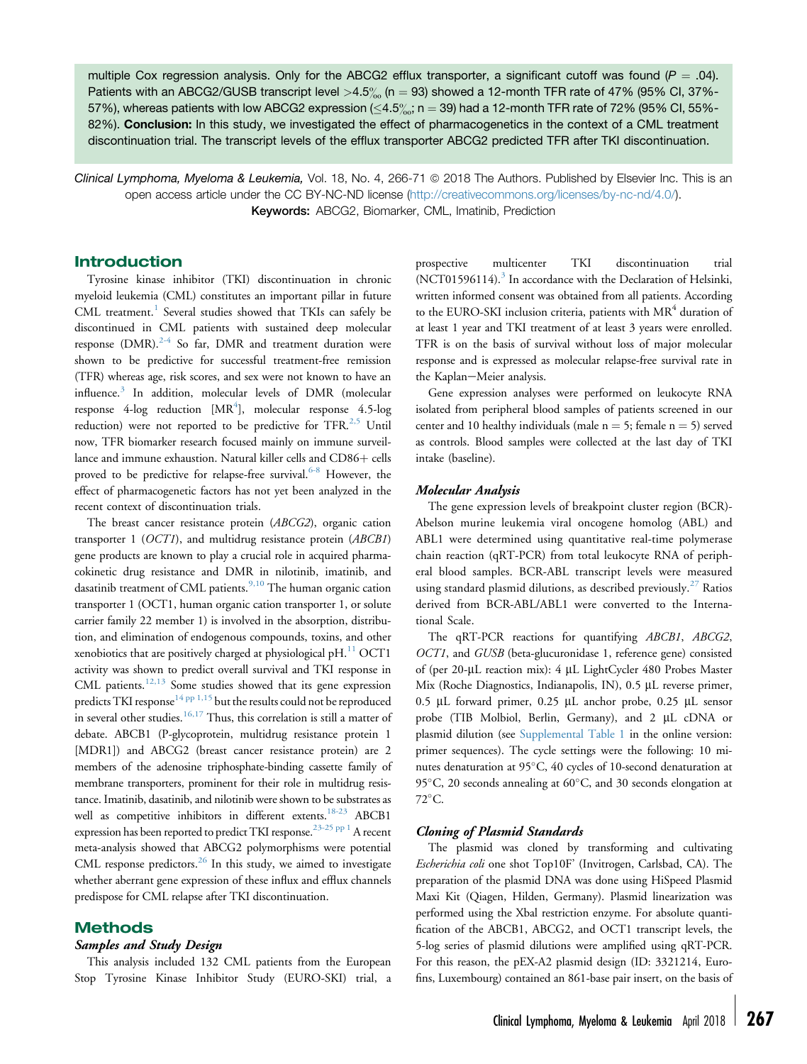multiple Cox regression analysis. Only for the ABCG2 efflux transporter, a significant cutoff was found ($P = .04$). Patients with an ABCG2/GUSB transcript level >4.5‰ (n = 93) showed a 12-month TFR rate of 47% (95% CI, 37%-57%), whereas patients with low ABCG2 expression (≤4.5‰; n = 39) had a 12-month TFR rate of 72% (95% CI, 55%-82%). **Conclusion:** In this study, we investigated the effect of pharmacogenetics in the context of a CML treatment discontinuation trial. The transcript levels of the efflux transporter ABCG2 predicted TFR after TKI discontinuation.

*Clinical Lymphoma, Myeloma & Leukemia,* Vol. 18, No. 4, 266-71 © 2018 The Authors. Published by Elsevier Inc. This is an open access article under the CC BY-NC-ND license (http://creativecommons.org/licenses/by-nc-nd/4.0/).

**Keywords:** ABCG2, Biomarker, CML, Imatinib, Prediction

## Introduction

Tyrosine kinase inhibitor (TKI) discontinuation in chronic myeloid leukemia (CML) constitutes an important pillar in future CML treatment.[1] Several studies showed that TKIs can safely be discontinued in CML patients with sustained deep molecular response (DMR).[2-4] So far, DMR and treatment duration were shown to be predictive for successful treatment-free remission (TFR) whereas age, risk scores, and sex were not known to have an influence.[3] In addition, molecular levels of DMR (molecular response 4-log reduction [MR[4]], molecular response 4.5-log reduction) were not reported to be predictive for TFR.[2,5] Until now, TFR biomarker research focused mainly on immune surveillance and immune exhaustion. Natural killer cells and CD86+ cells proved to be predictive for relapse-free survival.[6-8] However, the effect of pharmacogenetic factors has not yet been analyzed in the recent context of discontinuation trials.

The breast cancer resistance protein (*ABCG2*), organic cation transporter 1 (*OCT1*), and multidrug resistance protein (*ABCB1*) gene products are known to play a crucial role in acquired pharmacokinetic drug resistance and DMR in nilotinib, imatinib, and dasatinib treatment of CML patients.[9,10] The human organic cation transporter 1 (OCT1, human organic cation transporter 1, or solute carrier family 22 member 1) is involved in the absorption, distribution, and elimination of endogenous compounds, toxins, and other xenobiotics that are positively charged at physiological pH.[11] OCT1 activity was shown to predict overall survival and TKI response in CML patients.[12,13] Some studies showed that its gene expression predicts TKI response[14 pp 1,15] but the results could not be reproduced in several other studies.[16,17] Thus, this correlation is still a matter of debate. ABCB1 (P-glycoprotein, multidrug resistance protein 1 [MDR1]) and ABCG2 (breast cancer resistance protein) are 2 members of the adenosine triphosphate-binding cassette family of membrane transporters, prominent for their role in multidrug resistance. Imatinib, dasatinib, and nilotinib were shown to be substrates as well as competitive inhibitors in different extents.[18-23] ABCB1 expression has been reported to predict TKI response.[23-25 pp 1] A recent meta-analysis showed that ABCG2 polymorphisms were potential CML response predictors.[26] In this study, we aimed to investigate whether aberrant gene expression of these influx and efflux channels predispose for CML relapse after TKI discontinuation.

## Methods

### Samples and Study Design

This analysis included 132 CML patients from the European Stop Tyrosine Kinase Inhibitor Study (EURO-SKI) trial, a prospective multicenter TKI discontinuation trial (NCT01596114).[3] In accordance with the Declaration of Helsinki, written informed consent was obtained from all patients. According to the EURO-SKI inclusion criteria, patients with MR[4] duration of at least 1 year and TKI treatment of at least 3 years were enrolled. TFR is on the basis of survival without loss of major molecular response and is expressed as molecular relapse-free survival rate in the Kaplan−Meier analysis.

Gene expression analyses were performed on leukocyte RNA isolated from peripheral blood samples of patients screened in our center and 10 healthy individuals (male n = 5; female n = 5) served as controls. Blood samples were collected at the last day of TKI intake (baseline).

### Molecular Analysis

The gene expression levels of breakpoint cluster region (BCR)-Abelson murine leukemia viral oncogene homolog (ABL) and ABL1 were determined using quantitative real-time polymerase chain reaction (qRT-PCR) from total leukocyte RNA of peripheral blood samples. BCR-ABL transcript levels were measured using standard plasmid dilutions, as described previously.[27] Ratios derived from BCR-ABL/ABL1 were converted to the International Scale.

The qRT-PCR reactions for quantifying *ABCB1*, *ABCG2*, *OCT1*, and *GUSB* (beta-glucuronidase 1, reference gene) consisted of (per 20-μL reaction mix): 4 μL LightCycler 480 Probes Master Mix (Roche Diagnostics, Indianapolis, IN), 0.5 μL reverse primer, 0.5 μL forward primer, 0.25 μL anchor probe, 0.25 μL sensor probe (TIB Molbiol, Berlin, Germany), and 2 μL cDNA or plasmid dilution (see Supplemental Table 1 in the online version: primer sequences). The cycle settings were the following: 10 minutes denaturation at 95°C, 40 cycles of 10-second denaturation at 95°C, 20 seconds annealing at 60°C, and 30 seconds elongation at 72°C.

### Cloning of Plasmid Standards

The plasmid was cloned by transforming and cultivating *Escherichia coli* one shot Top10F' (Invitrogen, Carlsbad, CA). The preparation of the plasmid DNA was done using HiSpeed Plasmid Maxi Kit (Qiagen, Hilden, Germany). Plasmid linearization was performed using the XbaI restriction enzyme. For absolute quantification of the ABCB1, ABCG2, and OCT1 transcript levels, the 5-log series of plasmid dilutions were amplified using qRT-PCR. For this reason, the pEX-A2 plasmid design (ID: 3321214, Eurofins, Luxembourg) contained an 861-base pair insert, on the basis of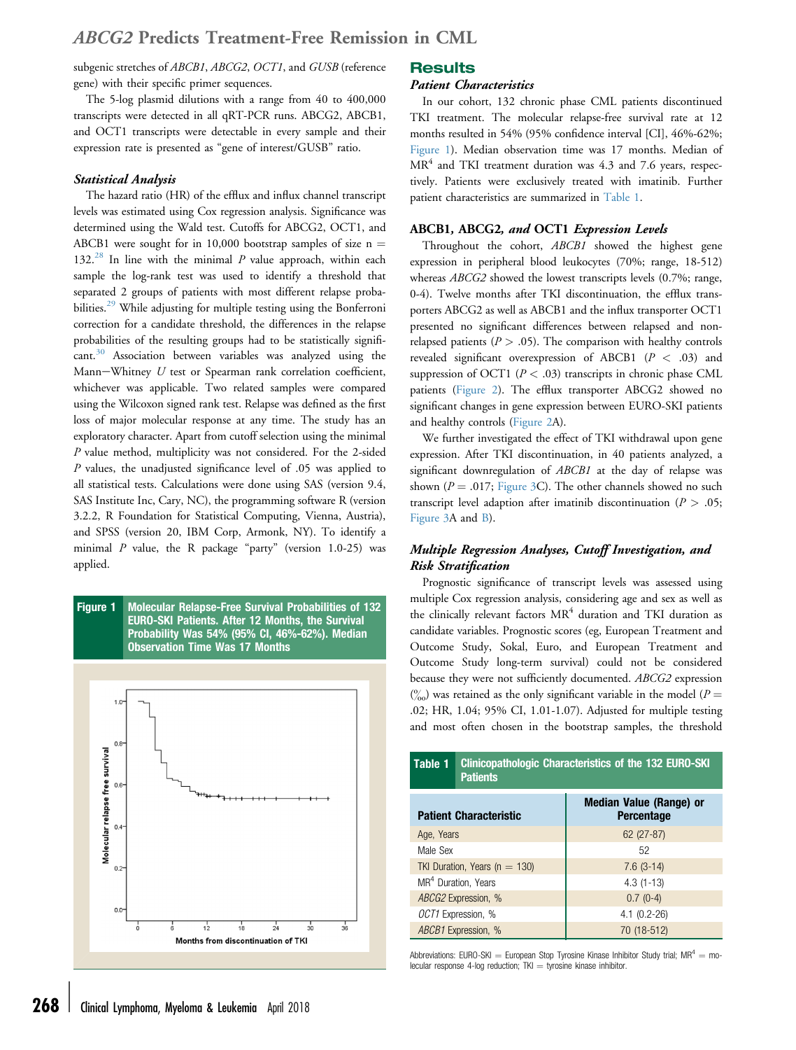subgenic stretches of *ABCB1*, *ABCG2*, *OCT1*, and *GUSB* (reference gene) with their specific primer sequences.

The 5-log plasmid dilutions with a range from 40 to 400,000 transcripts were detected in all qRT-PCR runs. ABCG2, ABCB1, and OCT1 transcripts were detectable in every sample and their expression rate is presented as "gene of interest/GUSB" ratio.

### Statistical Analysis

The hazard ratio (HR) of the efflux and influx channel transcript levels was estimated using Cox regression analysis. Significance was determined using the Wald test. Cutoffs for ABCG2, OCT1, and ABCB1 were sought for in 10,000 bootstrap samples of size n = 132.[28] In line with the minimal *P* value approach, within each sample the log-rank test was used to identify a threshold that separated 2 groups of patients with most different relapse probabilities.[29] While adjusting for multiple testing using the Bonferroni correction for a candidate threshold, the differences in the relapse probabilities of the resulting groups had to be statistically significant.[30] Association between variables was analyzed using the Mann−Whitney *U* test or Spearman rank correlation coefficient, whichever was applicable. Two related samples were compared using the Wilcoxon signed rank test. Relapse was defined as the first loss of major molecular response at any time. The study has an exploratory character. Apart from cutoff selection using the minimal *P* value method, multiplicity was not considered. For the 2-sided *P* values, the unadjusted significance level of .05 was applied to all statistical tests. Calculations were done using SAS (version 9.4, SAS Institute Inc, Cary, NC), the programming software R (version 3.2.2, R Foundation for Statistical Computing, Vienna, Austria), and SPSS (version 20, IBM Corp, Armonk, NY). To identify a minimal *P* value, the R package "party" (version 1.0-25) was applied.

**Figure 1** Molecular Relapse-Free Survival Probabilities of 132 EURO-SKI Patients. After 12 Months, the Survival Probability Was 54% (95% CI, 46%-62%). Median Observation Time Was 17 Months

## Results

### Patient Characteristics

In our cohort, 132 chronic phase CML patients discontinued TKI treatment. The molecular relapse-free survival rate at 12 months resulted in 54% (95% confidence interval [CI], 46%-62%; Figure 1). Median observation time was 17 months. Median of $MR^4$ and TKI treatment duration was 4.3 and 7.6 years, respectively. Patients were exclusively treated with imatinib. Further patient characteristics are summarized in Table 1.

### ABCB1, ABCG2, and OCT1 Expression Levels

Throughout the cohort, *ABCB1* showed the highest gene expression in peripheral blood leukocytes (70%; range, 18-512) whereas *ABCG2* showed the lowest transcripts levels (0.7%; range, 0-4). Twelve months after TKI discontinuation, the efflux transporters ABCG2 as well as ABCB1 and the influx transporter OCT1 presented no significant differences between relapsed and non-relapsed patients ($P > .05$). The comparison with healthy controls revealed significant overexpression of ABCB1 ($P < .03$) and suppression of OCT1 ($P < .03$) transcripts in chronic phase CML patients (Figure 2). The efflux transporter ABCG2 showed no significant changes in gene expression between EURO-SKI patients and healthy controls (Figure 2A).

We further investigated the effect of TKI withdrawal upon gene expression. After TKI discontinuation, in 40 patients analyzed, a significant downregulation of *ABCB1* at the day of relapse was shown ($P = .017$; Figure 3C). The other channels showed no such transcript level adaption after imatinib discontinuation ($P > .05$; Figure 3A and B).

### Multiple Regression Analyses, Cutoff Investigation, and Risk Stratification

Prognostic significance of transcript levels was assessed using multiple Cox regression analysis, considering age and sex as well as the clinically relevant factors $MR^4$ duration and TKI duration as candidate variables. Prognostic scores (eg, European Treatment and Outcome Study, Sokal, Euro, and European Treatment and Outcome Study long-term survival) could not be considered because they were not sufficiently documented. *ABCG2* expression (‰) was retained as the only significant variable in the model ($P = .02$; HR, 1.04; 95% CI, 1.01-1.07). Adjusted for multiple testing and most often chosen in the bootstrap samples, the threshold

**Table 1** Clinicopathologic Characteristics of the 132 EURO-SKI Patients

| Patient Characteristic | Median Value (Range) or Percentage |
|---|---|
| Age, Years | 62 (27-87) |
| Male Sex | 52 |
| TKI Duration, Years (n = 130) | 7.6 (3-14) |
| $MR^4$ Duration, Years | 4.3 (1-13) |
| *ABCG2* Expression, % | 0.7 (0-4) |
| *OCT1* Expression, % | 4.1 (0.2-26) |
| *ABCB1* Expression, % | 70 (18-512) |

Abbreviations: EURO-SKI = European Stop Tyrosine Kinase Inhibitor Study trial; $MR^4$ = molecular response 4-log reduction; TKI = tyrosine kinase inhibitor.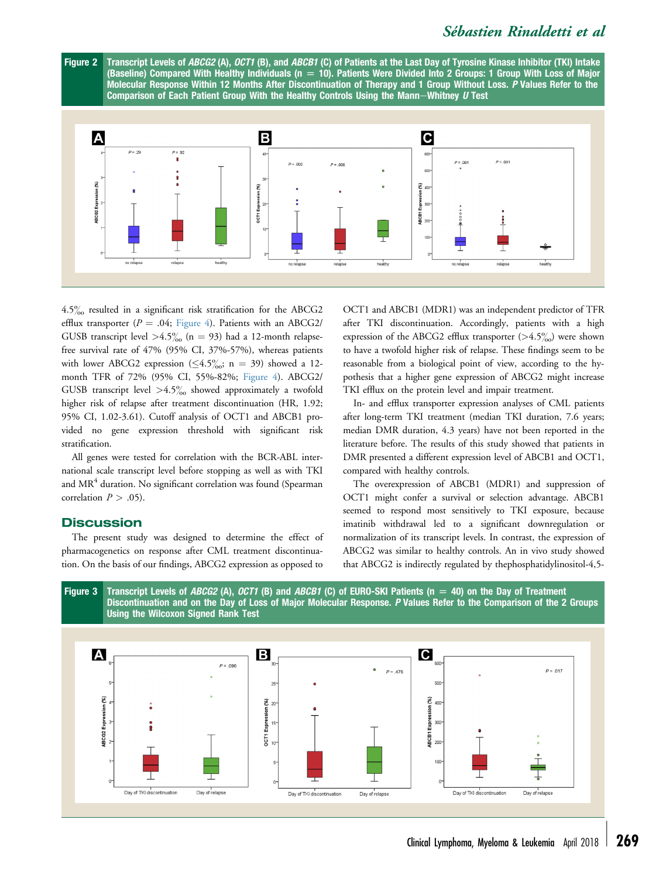**Figure 2** Transcript Levels of *ABCG2* (A), *OCT1* (B), and *ABCB1* (C) of Patients at the Last Day of Tyrosine Kinase Inhibitor (TKI) Intake (Baseline) Compared With Healthy Individuals (n = 10). Patients Were Divided Into 2 Groups: 1 Group With Loss of Major Molecular Response Within 12 Months After Discontinuation of Therapy and 1 Group Without Loss. *P* Values Refer to the Comparison of Each Patient Group With the Healthy Controls Using the Mann−Whitney *U* Test

4.5‰ resulted in a significant risk stratification for the ABCG2 efflux transporter ($P = .04$; Figure 4). Patients with an ABCG2/GUSB transcript level >4.5‰ (n = 93) had a 12-month relapse-free survival rate of 47% (95% CI, 37%-57%), whereas patients with lower ABCG2 expression (≤4.5‰; n = 39) showed a 12-month TFR of 72% (95% CI, 55%-82%; Figure 4). ABCG2/GUSB transcript level >4.5‰ showed approximately a twofold higher risk of relapse after treatment discontinuation (HR, 1.92; 95% CI, 1.02-3.61). Cutoff analysis of OCT1 and ABCB1 provided no gene expression threshold with significant risk stratification.

All genes were tested for correlation with the BCR-ABL international scale transcript level before stopping as well as with TKI and MR[4] duration. No significant correlation was found (Spearman correlation $P > .05$).

## Discussion

The present study was designed to determine the effect of pharmacogenetics on response after CML treatment discontinuation. On the basis of our findings, ABCG2 expression as opposed to OCT1 and ABCB1 (MDR1) was an independent predictor of TFR after TKI discontinuation. Accordingly, patients with a high expression of the ABCG2 efflux transporter (>4.5‰) were shown to have a twofold higher risk of relapse. These findings seem to be reasonable from a biological point of view, according to the hypothesis that a higher gene expression of ABCG2 might increase TKI efflux on the protein level and impair treatment.

In- and efflux transporter expression analyses of CML patients after long-term TKI treatment (median TKI duration, 7.6 years; median DMR duration, 4.3 years) have not been reported in the literature before. The results of this study showed that patients in DMR presented a different expression level of ABCB1 and OCT1, compared with healthy controls.

The overexpression of ABCB1 (MDR1) and suppression of OCT1 might confer a survival or selection advantage. ABCB1 seemed to respond most sensitively to TKI exposure, because imatinib withdrawal led to a significant downregulation or normalization of its transcript levels. In contrast, the expression of ABCG2 was similar to healthy controls. An in vivo study showed that ABCG2 is indirectly regulated by thephosphatidylinositol-4,5-

**Figure 3** Transcript Levels of *ABCG2* (A), *OCT1* (B) and *ABCB1* (C) of EURO-SKI Patients (n = 40) on the Day of Treatment Discontinuation and on the Day of Loss of Major Molecular Response. *P* Values Refer to the Comparison of the 2 Groups Using the Wilcoxon Signed Rank Test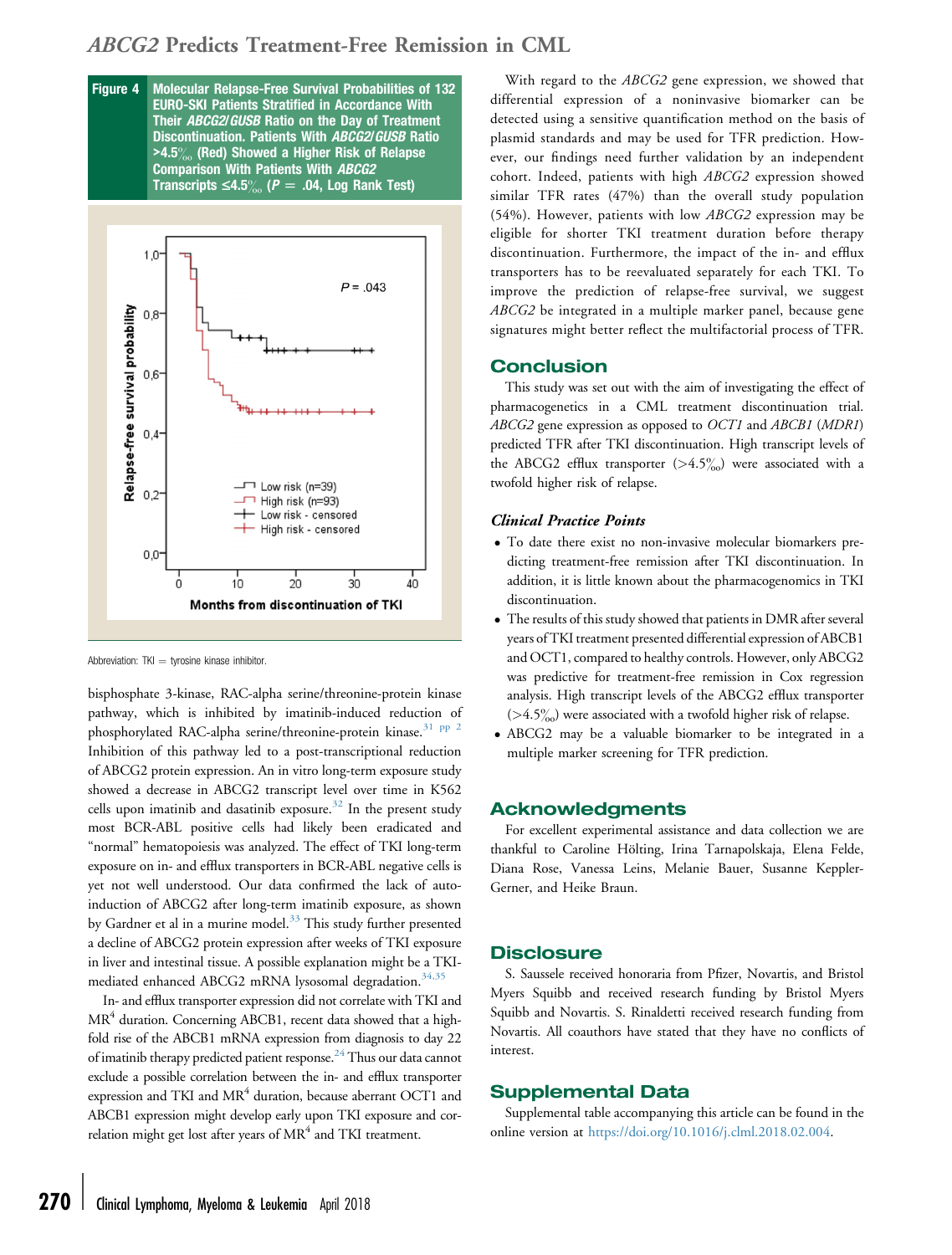**Figure 4 Molecular Relapse-Free Survival Probabilities of 132 EURO-SKI Patients Stratified in Accordance With Their *ABCG2/GUSB* Ratio on the Day of Treatment Discontinuation. Patients With *ABCG2/GUSB* Ratio >4.5‰ (Red) Showed a Higher Risk of Relapse Comparison With Patients With *ABCG2* Transcripts ≤4.5‰ ($P$ = .04, Log Rank Test)**

Abbreviation: TKI = tyrosine kinase inhibitor.

bisphosphate 3-kinase, RAC-alpha serine/threonine-protein kinase pathway, which is inhibited by imatinib-induced reduction of phosphorylated RAC-alpha serine/threonine-protein kinase.[31 pp 2] Inhibition of this pathway led to a post-transcriptional reduction of ABCG2 protein expression. An in vitro long-term exposure study showed a decrease in ABCG2 transcript level over time in K562 cells upon imatinib and dasatinib exposure.[32] In the present study most BCR-ABL positive cells had likely been eradicated and "normal" hematopoiesis was analyzed. The effect of TKI long-term exposure on in- and efflux transporters in BCR-ABL negative cells is yet not well understood. Our data confirmed the lack of auto-induction of ABCG2 after long-term imatinib exposure, as shown by Gardner et al in a murine model.[33] This study further presented a decline of ABCG2 protein expression after weeks of TKI exposure in liver and intestinal tissue. A possible explanation might be a TKI-mediated enhanced ABCG2 mRNA lysosomal degradation.[34,35]

In- and efflux transporter expression did not correlate with TKI and $MR^4$ duration. Concerning ABCB1, recent data showed that a high-fold rise of the ABCB1 mRNA expression from diagnosis to day 22 of imatinib therapy predicted patient response.[24] Thus our data cannot exclude a possible correlation between the in- and efflux transporter expression and TKI and $MR^4$ duration, because aberrant OCT1 and ABCB1 expression might develop early upon TKI exposure and correlation might get lost after years of $MR^4$ and TKI treatment.

With regard to the *ABCG2* gene expression, we showed that differential expression of a noninvasive biomarker can be detected using a sensitive quantification method on the basis of plasmid standards and may be used for TFR prediction. However, our findings need further validation by an independent cohort. Indeed, patients with high *ABCG2* expression showed similar TFR rates (47%) than the overall study population (54%). However, patients with low *ABCG2* expression may be eligible for shorter TKI treatment duration before therapy discontinuation. Furthermore, the impact of the in- and efflux transporters has to be reevaluated separately for each TKI. To improve the prediction of relapse-free survival, we suggest *ABCG2* be integrated in a multiple marker panel, because gene signatures might better reflect the multifactorial process of TFR.

## Conclusion

This study was set out with the aim of investigating the effect of pharmacogenetics in a CML treatment discontinuation trial. *ABCG2* gene expression as opposed to *OCT1* and *ABCB1* (*MDR1*) predicted TFR after TKI discontinuation. High transcript levels of the ABCG2 efflux transporter (>4.5‰) were associated with a twofold higher risk of relapse.

### *Clinical Practice Points*

- To date there exist no non-invasive molecular biomarkers predicting treatment-free remission after TKI discontinuation. In addition, it is little known about the pharmacogenomics in TKI discontinuation.
- The results of this study showed that patients in DMR after several years of TKI treatment presented differential expression of ABCB1 and OCT1, compared to healthy controls. However, only ABCG2 was predictive for treatment-free remission in Cox regression analysis. High transcript levels of the ABCG2 efflux transporter (>4.5‰) were associated with a twofold higher risk of relapse.
- ABCG2 may be a valuable biomarker to be integrated in a multiple marker screening for TFR prediction.

## Acknowledgments

For excellent experimental assistance and data collection we are thankful to Caroline Hölting, Irina Tarnapolskaja, Elena Felde, Diana Rose, Vanessa Leins, Melanie Bauer, Susanne Keppler-Gerner, and Heike Braun.

## Disclosure

S. Saussele received honoraria from Pfizer, Novartis, and Bristol Myers Squibb and received research funding by Bristol Myers Squibb and Novartis. S. Rinaldetti received research funding from Novartis. All coauthors have stated that they have no conflicts of interest.

## Supplemental Data

Supplemental table accompanying this article can be found in the online version at https://doi.org/10.1016/j.clml.2018.02.004.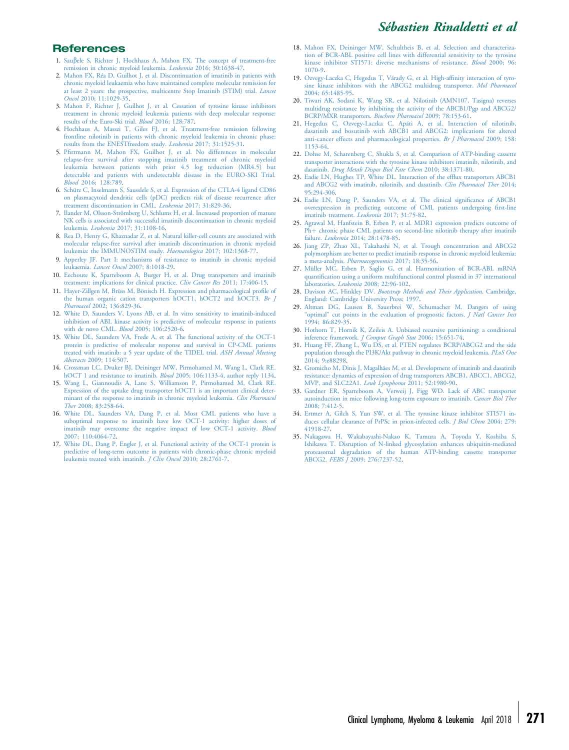## References

1. Saußele S, Richter J, Hochhaus A, Mahon FX. The concept of treatment-free remission in chronic myeloid leukemia. *Leukemia* 2016; 30:1638-47.
2. Mahon FX, Réa D, Guilhot J, et al. Discontinuation of imatinib in patients with chronic myeloid leukaemia who have maintained complete molecular remission for at least 2 years: the prospective, multicentre Stop Imatinib (STIM) trial. *Lancet Oncol* 2010; 11:1029-35.
3. Mahon F, Richter J, Guilhot J, et al. Cessation of tyrosine kinase inhibitors treatment in chronic myeloid leukemia patients with deep molecular response: results of the Euro-Ski trial. *Blood* 2016; 128:787.
4. Hochhaus A, Masszi T, Giles FJ, et al. Treatment-free remission following frontline nilotinib in patients with chronic myeloid leukemia in chronic phase: results from the ENESTfreedom study. *Leukemia* 2017; 31:1525-31.
5. Pfirrmann M, Mahon FX, Guilhot J, et al. No differences in molecular relapse-free survival after stopping imatinib treatment of chronic myeloid leukemia between patients with prior 4.5 log reduction (MR4.5) but detectable and patients with undetectable disease in the EURO-SKI Trial. *Blood* 2016; 128:789.
6. Schütz C, Inselmann S, Sausslele S, et al. Expression of the CTLA-4 ligand CD86 on plasmacytoid dendritic cells (pDC) predicts risk of disease recurrence after treatment discontinuation in CML. *Leukemia* 2017; 31:829-36.
7. Ilander M, Olsson-Strömberg U, Schlums H, et al. Increased proportion of mature NK cells is associated with successful imatinib discontinuation in chronic myeloid leukemia. *Leukemia* 2017; 31:1108-16.
8. Rea D, Henry G, Khaznadar Z, et al. Natural killer-cell counts are associated with molecular relapse-free survival after imatinib discontinuation in chronic myeloid leukemia: the IMMUNOSTIM study. *Haematologica* 2017; 102:1368-77.
9. Apperley JF. Part I: mechanisms of resistance to imatinib in chronic myeloid leukaemia. *Lancet Oncol* 2007; 8:1018-29.
10. Eechoute K, Sparreboom A, Burger H, et al. Drug transporters and imatinib treatment: implications for clinical practice. *Clin Cancer Res* 2011; 17:406-15.
11. Hayer-Zillgen M, Brüss M, Bönisch H. Expression and pharmacological profile of the human organic cation transporters hOCT1, hOCT2 and hOCT3. *Br J Pharmacol* 2002; 136:829-36.
12. White D, Saunders V, Lyons AB, et al. In vitro sensitivity to imatinib-induced inhibition of ABL kinase activity is predictive of molecular response in patients with de novo CML. *Blood* 2005; 106:2520-6.
13. White DL, Saunders VA, Frede A, et al. The functional activity of the OCT-1 protein is predictive of molecular response and survival in CP-CML patients treated with imatinib: a 5 year update of the TIDEL trial. *ASH Annual Meeting Abstracts* 2009; 114:507.
14. Crossman LC, Druker BJ, Deininger MW, Pirmohamed M, Wang L, Clark RE. hOCT 1 and resistance to imatinib. *Blood* 2005; 106:1133-4, author reply 1134.
15. Wang L, Giannoudis A, Lane S, Williamson P, Pirmohamed M, Clark RE. Expression of the uptake drug transporter hOCT1 is an important clinical determinant of the response to imatinib in chronic myeloid leukemia. *Clin Pharmacol Ther* 2008; 83:258-64.
16. White DL, Saunders VA, Dang P, et al. Most CML patients who have a suboptimal response to imatinib have low OCT-1 activity: higher doses of imatinib may overcome the negative impact of low OCT-1 activity. *Blood* 2007; 110:4064-72.
17. White DL, Dang P, Engler J, et al. Functional activity of the OCT-1 protein is predictive of long-term outcome in patients with chronic-phase chronic myeloid leukemia treated with imatinib. *J Clin Oncol* 2010; 28:2761-7.
18. Mahon FX, Deininger MW, Schultheis B, et al. Selection and characterization of BCR-ABL positive cell lines with differential sensitivity to the tyrosine kinase inhibitor STI571: diverse mechanisms of resistance. *Blood* 2000; 96:1070-9.
19. Ozvegy-Laczka C, Hegedus T, Várady G, et al. High-affinity interaction of tyrosine kinase inhibitors with the ABCG2 multidrug transporter. *Mol Pharmacol* 2004; 65:1485-95.
20. Tiwari AK, Sodani K, Wang SR, et al. Nilotinib (AMN107, Tasigna) reverses multidrug resistance by inhibiting the activity of the ABCB1/Pgp and ABCG2/BCRP/MXR transporters. *Biochem Pharmacol* 2009; 78:153-61.
21. Hegedus C, Ozvegy-Laczka C, Apáti A, et al. Interaction of nilotinib, dasatinib and bosutinib with ABCB1 and ABCG2: implications for altered anti-cancer effects and pharmacological properties. *Br J Pharmacol* 2009; 158:1153-64.
22. Dohse M, Scharenberg C, Shukla S, et al. Comparison of ATP-binding cassette transporter interactions with the tyrosine kinase inhibitors imatinib, nilotinib, and dasatinib. *Drug Metab Dispos Biol Fate Chem* 2010; 38:1371-80.
23. Eadie LN, Hughes TP, White DL. Interaction of the efflux transporters ABCB1 and ABCG2 with imatinib, nilotinib, and dasatinib. *Clin Pharmacol Ther* 2014; 95:294-306.
24. Eadie LN, Dang P, Saunders VA, et al. The clinical significance of ABCB1 overexpression in predicting outcome of CML patients undergoing first-line imatinib treatment. *Leukemia* 2017; 31:75-82.
25. Agrawal M, Hanfstein B, Erben P, et al. MDR1 expression predicts outcome of Ph+ chronic phase CML patients on second-line nilotinib therapy after imatinib failure. *Leukemia* 2014; 28:1478-85.
26. Jiang ZP, Zhao XL, Takahashi N, et al. Trough concentration and ABCG2 polymorphism are better to predict imatinib response in chronic myeloid leukemia: a meta-analysis. *Pharmacogenomics* 2017; 18:35-56.
27. Müller MC, Erben P, Saglio G, et al. Harmonization of BCR-ABL mRNA quantification using a uniform multifunctional control plasmid in 37 international laboratories. *Leukemia* 2008; 22:96-102.
28. Davison AC, Hinkley DV. *Bootstrap Methods and Their Application*. Cambridge, England: Cambridge University Press; 1997.
29. Altman DG, Lausen B, Sauerbrei W, Schumacher M. Dangers of using "optimal" cut points in the evaluation of prognostic factors. *J Natl Cancer Inst* 1994; 86:829-35.
30. Hothorn T, Hornik K, Zeileis A. Unbiased recursive partitioning: a conditional inference framework. *J Comput Graph Stat* 2006; 15:651-74.
31. Huang FF, Zhang L, Wu DS, et al. PTEN regulates BCRP/ABCG2 and the side population through the PI3K/Akt pathway in chronic myeloid leukemia. *PLoS One* 2014; 9:e88298.
32. Gromicho M, Dinis J, Magalhães M, et al. Development of imatinib and dasatinib resistance: dynamics of expression of drug transporters ABCB1, ABCC1, ABCG2, MVP, and SLC22A1. *Leuk Lymphoma* 2011; 52:1980-90.
33. Gardner ER, Sparreboom A, Verweij J, Figg WD. Lack of ABC transporter autoinduction in mice following long-term exposure to imatinib. *Cancer Biol Ther* 2008; 7:412-5.
34. Ertmer A, Gilch S, Yun SW, et al. The tyrosine kinase inhibitor STI571 induces cellular clearance of PrPSc in prion-infected cells. *J Biol Chem* 2004; 279:41918-27.
35. Nakagawa H, Wakabayashi-Nakao K, Tamura A, Toyoda Y, Koshiba S, Ishikawa T. Disruption of N-linked glycosylation enhances ubiquitin-mediated proteasomal degradation of the human ATP-binding cassette transporter ABCG2. *FEBS J* 2009; 276:7237-52.